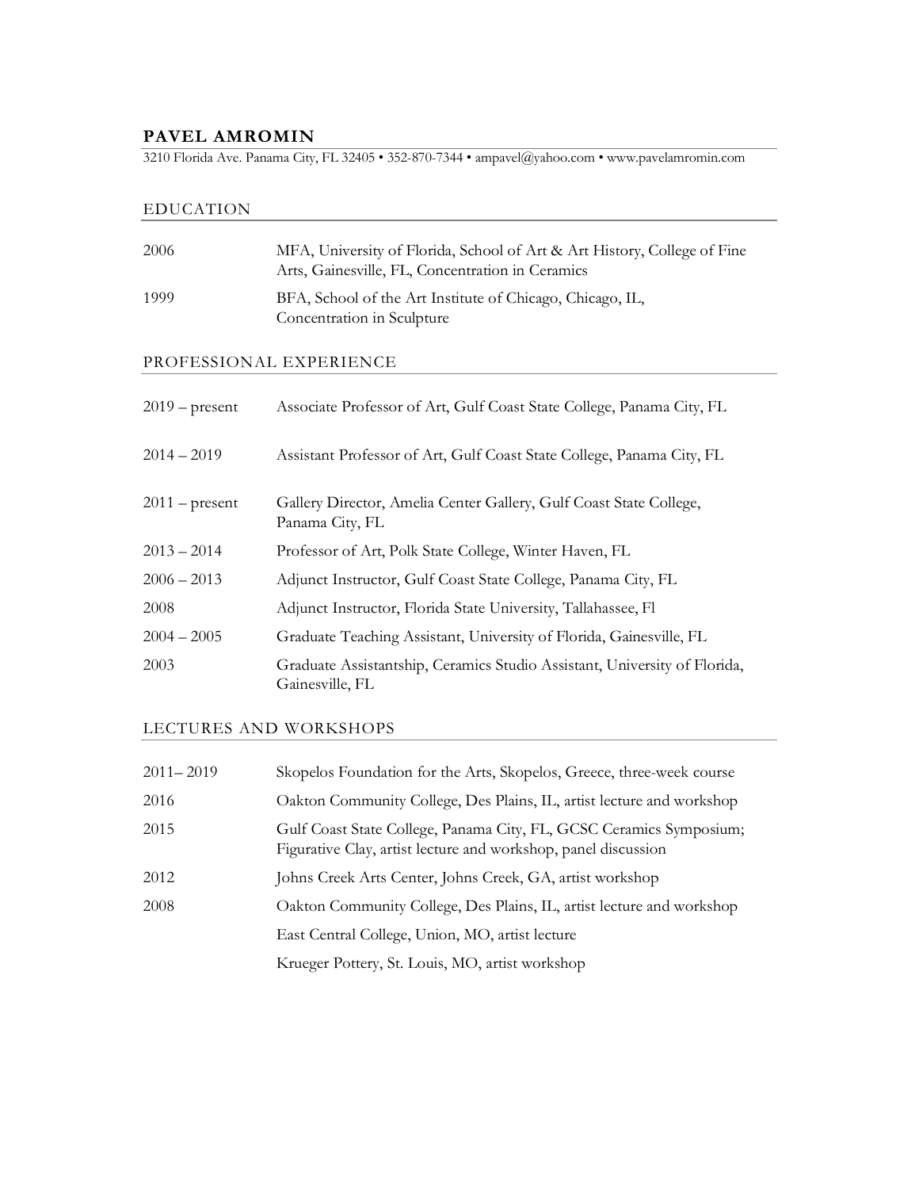# PAVEL AMROMIN

3210 Florida Ave. Panama City, FL 32405 • 352-870-7344 • ampavel@yahoo.com • www.pavelamromin.com

## EDUCATION

| | |
|---|---|
| 2006 | MFA, University of Florida, School of Art & Art History, College of Fine Arts, Gainesville, FL, Concentration in Ceramics |
| 1999 | BFA, School of the Art Institute of Chicago, Chicago, IL, Concentration in Sculpture |

## PROFESSIONAL EXPERIENCE

| | |
|---|---|
| 2019 – present | Associate Professor of Art, Gulf Coast State College, Panama City, FL |
| 2014 – 2019 | Assistant Professor of Art, Gulf Coast State College, Panama City, FL |
| 2011 – present | Gallery Director, Amelia Center Gallery, Gulf Coast State College, Panama City, FL |
| 2013 – 2014 | Professor of Art, Polk State College, Winter Haven, FL |
| 2006 – 2013 | Adjunct Instructor, Gulf Coast State College, Panama City, FL |
| 2008 | Adjunct Instructor, Florida State University, Tallahassee, Fl |
| 2004 – 2005 | Graduate Teaching Assistant, University of Florida, Gainesville, FL |
| 2003 | Graduate Assistantship, Ceramics Studio Assistant, University of Florida, Gainesville, FL |

## LECTURES AND WORKSHOPS

| | |
|---|---|
| 2011– 2019 | Skopelos Foundation for the Arts, Skopelos, Greece, three-week course |
| 2016 | Oakton Community College, Des Plains, IL, artist lecture and workshop |
| 2015 | Gulf Coast State College, Panama City, FL, GCSC Ceramics Symposium; Figurative Clay, artist lecture and workshop, panel discussion |
| 2012 | Johns Creek Arts Center, Johns Creek, GA, artist workshop |
| 2008 | Oakton Community College, Des Plains, IL, artist lecture and workshop |
| | East Central College, Union, MO, artist lecture |
| | Krueger Pottery, St. Louis, MO, artist workshop |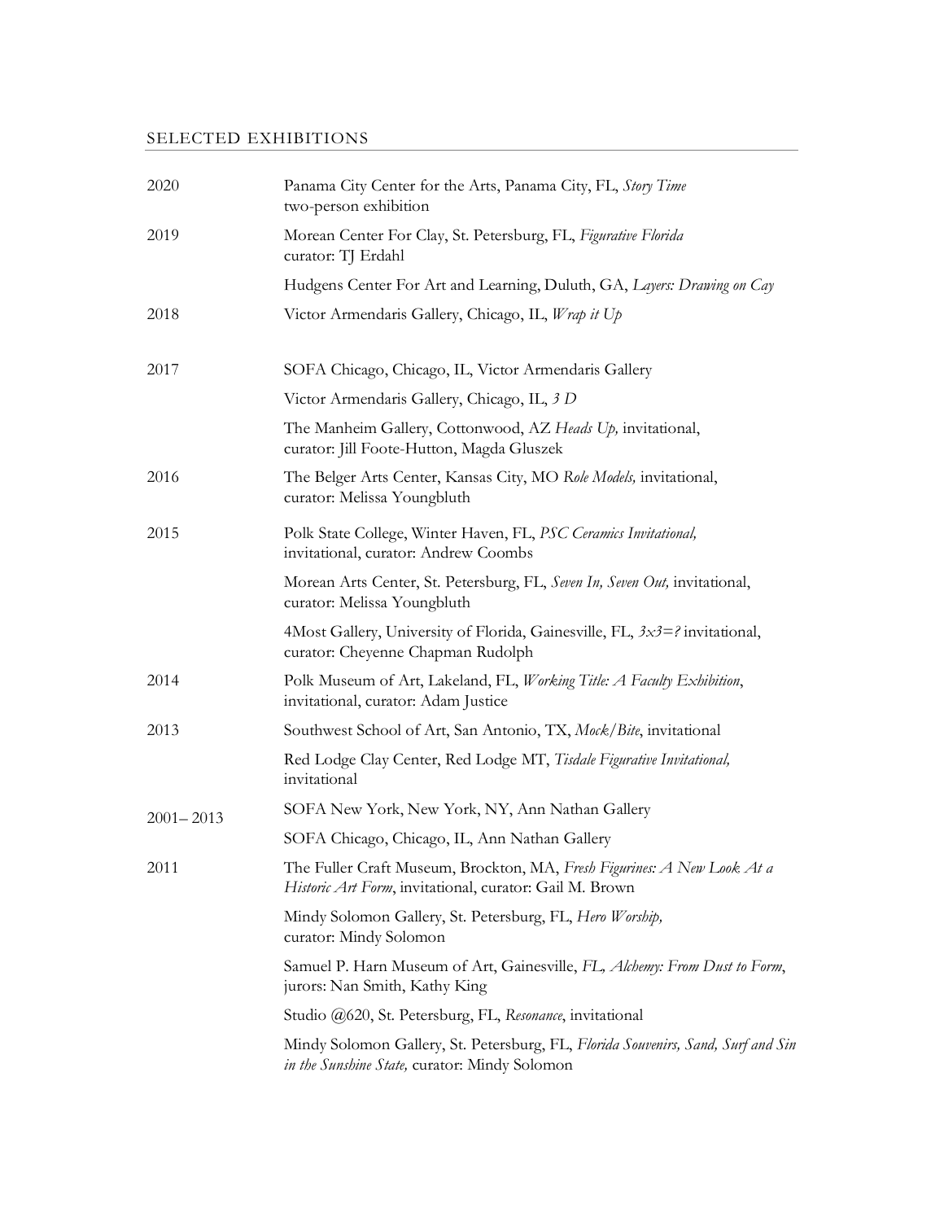## SELECTED EXHIBITIONS

| | |
|---|---|
| 2020 | Panama City Center for the Arts, Panama City, FL, *Story Time* two-person exhibition |
| 2019 | Morean Center For Clay, St. Petersburg, FL, *Figurative Florida* curator: TJ Erdahl |
| | Hudgens Center For Art and Learning, Duluth, GA, *Layers: Drawing on Cay* |
| 2018 | Victor Armendaris Gallery, Chicago, IL, *Wrap it Up* |
| 2017 | SOFA Chicago, Chicago, IL, Victor Armendaris Gallery |
| | Victor Armendaris Gallery, Chicago, IL, *3 D* |
| | The Manheim Gallery, Cottonwood, AZ *Heads Up,* invitational, curator: Jill Foote-Hutton, Magda Gluszek |
| 2016 | The Belger Arts Center, Kansas City, MO *Role Models,* invitational, curator: Melissa Youngbluth |
| 2015 | Polk State College, Winter Haven, FL, *PSC Ceramics Invitational,* invitational, curator: Andrew Coombs |
| | Morean Arts Center, St. Petersburg, FL, *Seven In, Seven Out,* invitational, curator: Melissa Youngbluth |
| | 4Most Gallery, University of Florida, Gainesville, FL, *3x3=?* invitational, curator: Cheyenne Chapman Rudolph |
| 2014 | Polk Museum of Art, Lakeland, FL, *Working Title: A Faculty Exhibition*, invitational, curator: Adam Justice |
| 2013 | Southwest School of Art, San Antonio, TX, *Mock/Bite*, invitational |
| | Red Lodge Clay Center, Red Lodge MT, *Tisdale Figurative Invitational,* invitational |
| 2001– 2013 | SOFA New York, New York, NY, Ann Nathan Gallery |
| | SOFA Chicago, Chicago, IL, Ann Nathan Gallery |
| 2011 | The Fuller Craft Museum, Brockton, MA, *Fresh Figurines: A New Look At a Historic Art Form*, invitational, curator: Gail M. Brown |
| | Mindy Solomon Gallery, St. Petersburg, FL, *Hero Worship,* curator: Mindy Solomon |
| | Samuel P. Harn Museum of Art, Gainesville, *FL, Alchemy: From Dust to Form*, jurors: Nan Smith, Kathy King |
| | Studio @620, St. Petersburg, FL, *Resonance*, invitational |
| | Mindy Solomon Gallery, St. Petersburg, FL, *Florida Souvenirs, Sand, Surf and Sin in the Sunshine State,* curator: Mindy Solomon |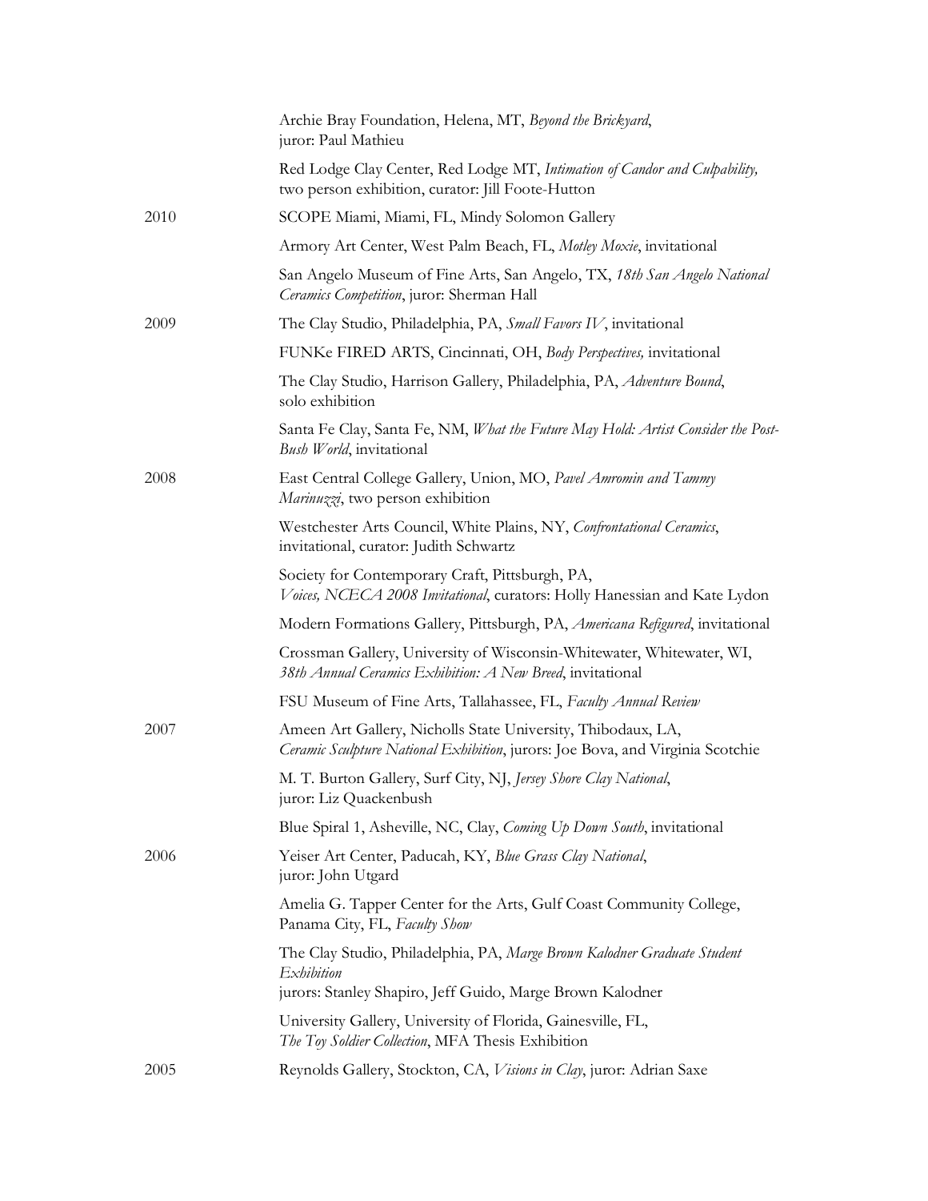| | |
|---|---|
| | Archie Bray Foundation, Helena, MT, *Beyond the Brickyard*, juror: Paul Mathieu |
| | Red Lodge Clay Center, Red Lodge MT, *Intimation of Candor and Culpability,* two person exhibition, curator: Jill Foote-Hutton |
| 2010 | SCOPE Miami, Miami, FL, Mindy Solomon Gallery |
| | Armory Art Center, West Palm Beach, FL, *Motley Moxie*, invitational |
| | San Angelo Museum of Fine Arts, San Angelo, TX, *18th San Angelo National Ceramics Competition*, juror: Sherman Hall |
| 2009 | The Clay Studio, Philadelphia, PA, *Small Favors IV*, invitational |
| | FUNKe FIRED ARTS, Cincinnati, OH, *Body Perspectives,* invitational |
| | The Clay Studio, Harrison Gallery, Philadelphia, PA, *Adventure Bound*, solo exhibition |
| | Santa Fe Clay, Santa Fe, NM, *What the Future May Hold: Artist Consider the Post-Bush World*, invitational |
| 2008 | East Central College Gallery, Union, MO, *Pavel Amromin and Tammy Marinuzzi*, two person exhibition |
| | Westchester Arts Council, White Plains, NY, *Confrontational Ceramics*, invitational, curator: Judith Schwartz |
| | Society for Contemporary Craft, Pittsburgh, PA, *Voices, NCECA 2008 Invitational*, curators: Holly Hanessian and Kate Lydon |
| | Modern Formations Gallery, Pittsburgh, PA, *Americana Refigured*, invitational |
| | Crossman Gallery, University of Wisconsin-Whitewater, Whitewater, WI, *38th Annual Ceramics Exhibition: A New Breed*, invitational |
| | FSU Museum of Fine Arts, Tallahassee, FL, *Faculty Annual Review* |
| 2007 | Ameen Art Gallery, Nicholls State University, Thibodaux, LA, *Ceramic Sculpture National Exhibition*, jurors: Joe Bova, and Virginia Scotchie |
| | M. T. Burton Gallery, Surf City, NJ, *Jersey Shore Clay National*, juror: Liz Quackenbush |
| | Blue Spiral 1, Asheville, NC, Clay, *Coming Up Down South*, invitational |
| 2006 | Yeiser Art Center, Paducah, KY, *Blue Grass Clay National*, juror: John Utgard |
| | Amelia G. Tapper Center for the Arts, Gulf Coast Community College, Panama City, FL, *Faculty Show* |
| | The Clay Studio, Philadelphia, PA, *Marge Brown Kalodner Graduate Student Exhibition* jurors: Stanley Shapiro, Jeff Guido, Marge Brown Kalodner |
| | University Gallery, University of Florida, Gainesville, FL, *The Toy Soldier Collection*, MFA Thesis Exhibition |
| 2005 | Reynolds Gallery, Stockton, CA, *Visions in Clay*, juror: Adrian Saxe |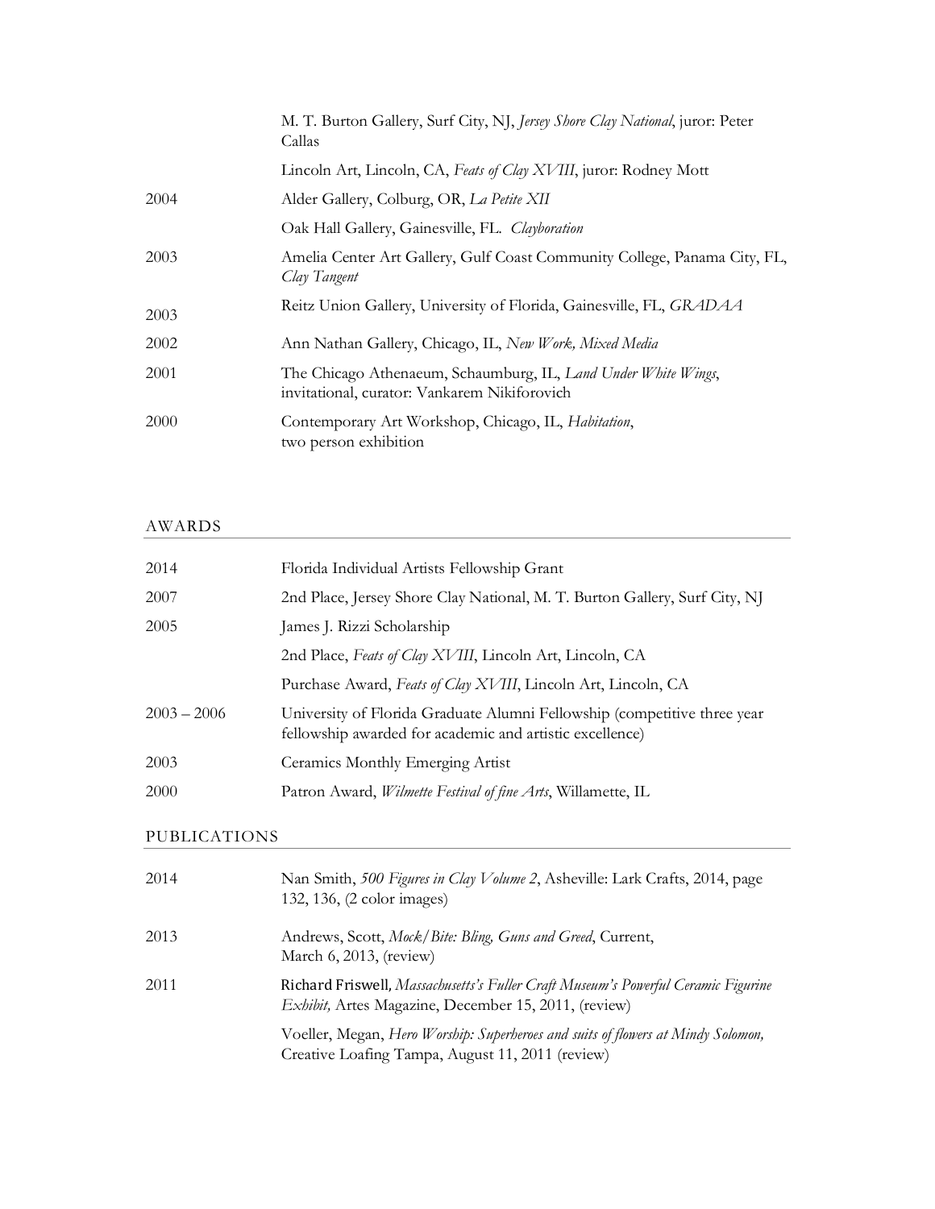| | |
|---|---|
| | M. T. Burton Gallery, Surf City, NJ, *Jersey Shore Clay National*, juror: Peter Callas |
| | Lincoln Art, Lincoln, CA, *Feats of Clay XVIII*, juror: Rodney Mott |
| 2004 | Alder Gallery, Colburg, OR, *La Petite XII* |
| | Oak Hall Gallery, Gainesville, FL. *Clayboration* |
| 2003 | Amelia Center Art Gallery, Gulf Coast Community College, Panama City, FL, *Clay Tangent* |
| 2003 | Reitz Union Gallery, University of Florida, Gainesville, FL, *GRADAA* |
| 2002 | Ann Nathan Gallery, Chicago, IL, *New Work, Mixed Media* |
| 2001 | The Chicago Athenaeum, Schaumburg, IL, *Land Under White Wings*, invitational, curator: Vankarem Nikiforovich |
| 2000 | Contemporary Art Workshop, Chicago, IL, *Habitation*, two person exhibition |

## AWARDS

| | |
|---|---|
| 2014 | Florida Individual Artists Fellowship Grant |
| 2007 | 2nd Place, Jersey Shore Clay National, M. T. Burton Gallery, Surf City, NJ |
| 2005 | James J. Rizzi Scholarship |
| | 2nd Place, *Feats of Clay XVIII*, Lincoln Art, Lincoln, CA |
| | Purchase Award, *Feats of Clay XVIII*, Lincoln Art, Lincoln, CA |
| 2003 – 2006 | University of Florida Graduate Alumni Fellowship (competitive three year fellowship awarded for academic and artistic excellence) |
| 2003 | Ceramics Monthly Emerging Artist |
| 2000 | Patron Award, *Wilmette Festival of fine Arts*, Willamette, IL |

## PUBLICATIONS

| | |
|---|---|
| 2014 | Nan Smith, *500 Figures in Clay Volume 2*, Asheville: Lark Crafts, 2014, page 132, 136, (2 color images) |
| 2013 | Andrews, Scott, *Mock/Bite: Bling, Guns and Greed*, Current, March 6, 2013, (review) |
| 2011 | Richard Friswell, *Massachusetts's Fuller Craft Museum's Powerful Ceramic Figurine Exhibit,* Artes Magazine, December 15, 2011, (review) |
| | Voeller, Megan, *Hero Worship: Superheroes and suits of flowers at Mindy Solomon,* Creative Loafing Tampa, August 11, 2011 (review) |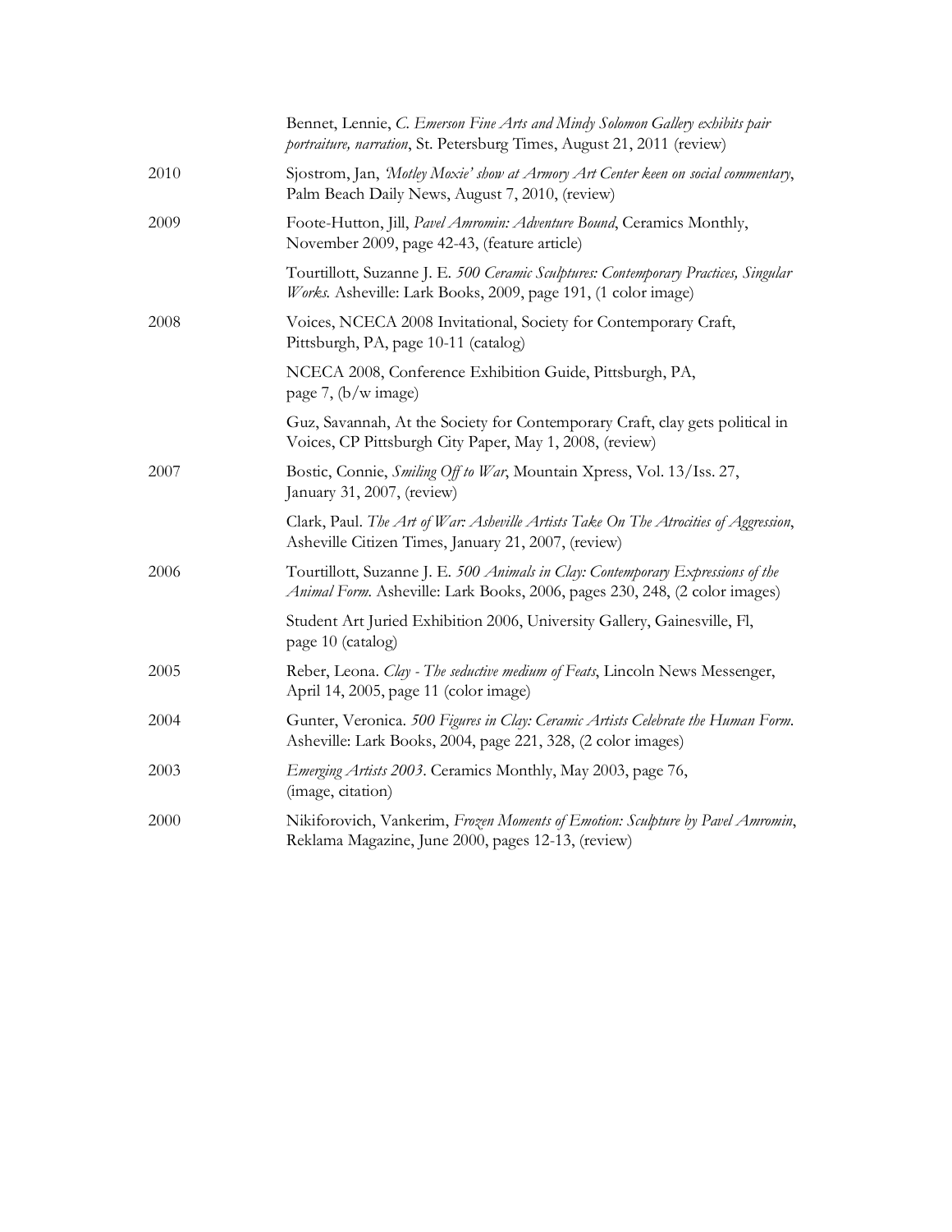| | |
|---|---|
| | Bennet, Lennie, *C. Emerson Fine Arts and Mindy Solomon Gallery exhibits pair portraiture, narration*, St. Petersburg Times, August 21, 2011 (review) |
| 2010 | Sjostrom, Jan, *'Motley Moxie' show at Armory Art Center keen on social commentary*, Palm Beach Daily News, August 7, 2010, (review) |
| 2009 | Foote-Hutton, Jill, *Pavel Amromin: Adventure Bound*, Ceramics Monthly, November 2009, page 42-43, (feature article) |
| | Tourtillott, Suzanne J. E. *500 Ceramic Sculptures: Contemporary Practices, Singular Works.* Asheville: Lark Books, 2009, page 191, (1 color image) |
| 2008 | Voices, NCECA 2008 Invitational, Society for Contemporary Craft, Pittsburgh, PA, page 10-11 (catalog) |
| | NCECA 2008, Conference Exhibition Guide, Pittsburgh, PA, page 7, (b/w image) |
| | Guz, Savannah, At the Society for Contemporary Craft, clay gets political in Voices, CP Pittsburgh City Paper, May 1, 2008, (review) |
| 2007 | Bostic, Connie, *Smiling Off to War*, Mountain Xpress, Vol. 13/Iss. 27, January 31, 2007, (review) |
| | Clark, Paul. *The Art of War: Asheville Artists Take On The Atrocities of Aggression*, Asheville Citizen Times, January 21, 2007, (review) |
| 2006 | Tourtillott, Suzanne J. E. *500 Animals in Clay: Contemporary Expressions of the Animal Form.* Asheville: Lark Books, 2006, pages 230, 248, (2 color images) |
| | Student Art Juried Exhibition 2006, University Gallery, Gainesville, Fl, page 10 (catalog) |
| 2005 | Reber, Leona. *Clay - The seductive medium of Feats*, Lincoln News Messenger, April 14, 2005, page 11 (color image) |
| 2004 | Gunter, Veronica. *500 Figures in Clay: Ceramic Artists Celebrate the Human Form.* Asheville: Lark Books, 2004, page 221, 328, (2 color images) |
| 2003 | *Emerging Artists 2003*. Ceramics Monthly, May 2003, page 76, (image, citation) |
| 2000 | Nikiforovich, Vankerim, *Frozen Moments of Emotion: Sculpture by Pavel Amromin*, Reklama Magazine, June 2000, pages 12-13, (review) |